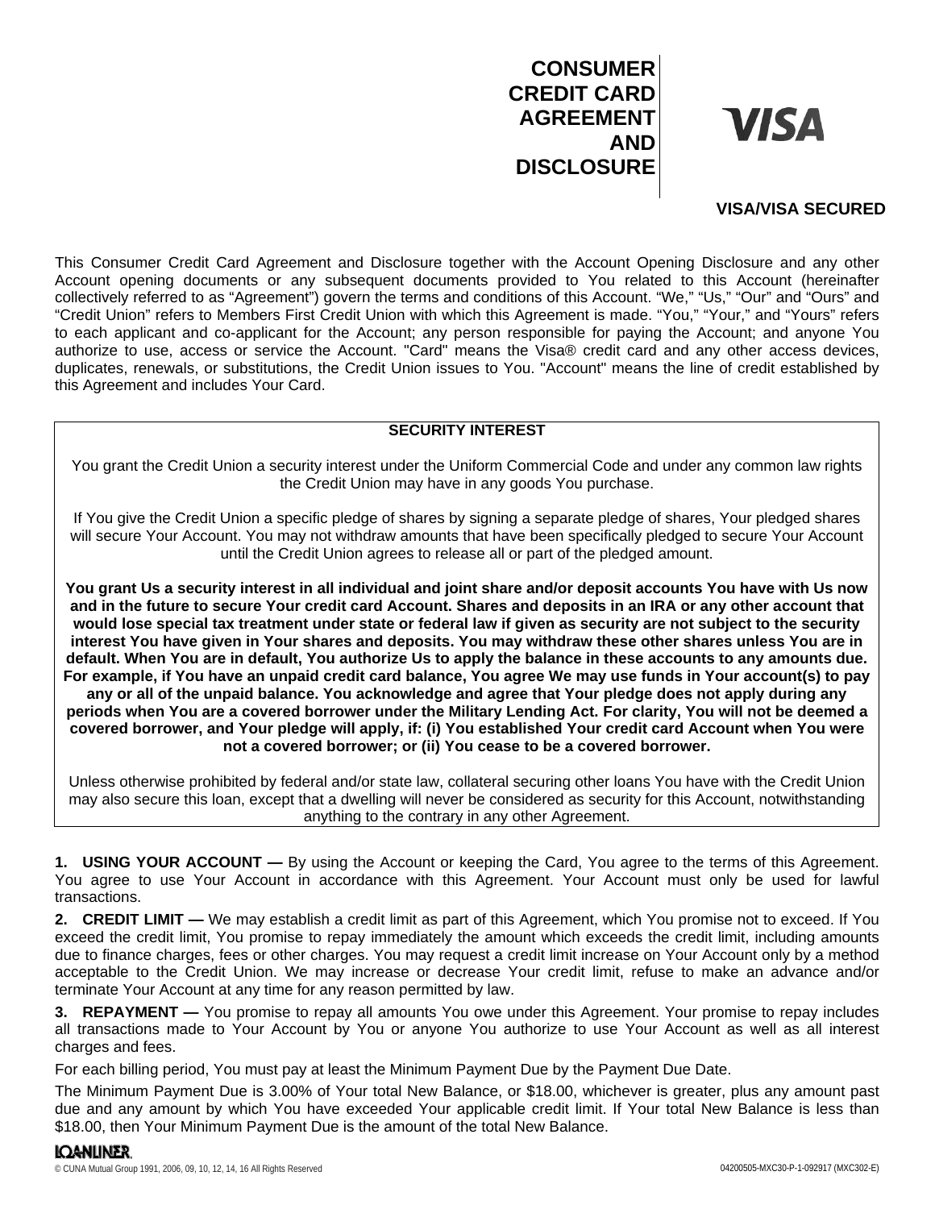# CONSUMER CREDIT CARD AGREEMENT AND DISCLOSURE

VISA

**VISA/VISA SECURED**

This Consumer Credit Card Agreement and Disclosure together with the Account Opening Disclosure and any other Account opening documents or any subsequent documents provided to You related to this Account (hereinafter collectively referred to as "Agreement") govern the terms and conditions of this Account. "We," "Us," "Our" and "Ours" and "Credit Union" refers to Members First Credit Union with which this Agreement is made. "You," "Your," and "Yours" refers to each applicant and co-applicant for the Account; any person responsible for paying the Account; and anyone You authorize to use, access or service the Account. "Card" means the Visa® credit card and any other access devices, duplicates, renewals, or substitutions, the Credit Union issues to You. "Account" means the line of credit established by this Agreement and includes Your Card.

## SECURITY INTEREST

You grant the Credit Union a security interest under the Uniform Commercial Code and under any common law rights the Credit Union may have in any goods You purchase.

If You give the Credit Union a specific pledge of shares by signing a separate pledge of shares, Your pledged shares will secure Your Account. You may not withdraw amounts that have been specifically pledged to secure Your Account until the Credit Union agrees to release all or part of the pledged amount.

**You grant Us a security interest in all individual and joint share and/or deposit accounts You have with Us now and in the future to secure Your credit card Account. Shares and deposits in an IRA or any other account that would lose special tax treatment under state or federal law if given as security are not subject to the security interest You have given in Your shares and deposits. You may withdraw these other shares unless You are in default. When You are in default, You authorize Us to apply the balance in these accounts to any amounts due. For example, if You have an unpaid credit card balance, You agree We may use funds in Your account(s) to pay any or all of the unpaid balance. You acknowledge and agree that Your pledge does not apply during any periods when You are a covered borrower under the Military Lending Act. For clarity, You will not be deemed a covered borrower, and Your pledge will apply, if: (i) You established Your credit card Account when You were not a covered borrower; or (ii) You cease to be a covered borrower.**

Unless otherwise prohibited by federal and/or state law, collateral securing other loans You have with the Credit Union may also secure this loan, except that a dwelling will never be considered as security for this Account, notwithstanding anything to the contrary in any other Agreement.

**1. USING YOUR ACCOUNT —** By using the Account or keeping the Card, You agree to the terms of this Agreement. You agree to use Your Account in accordance with this Agreement. Your Account must only be used for lawful transactions.

**2. CREDIT LIMIT —** We may establish a credit limit as part of this Agreement, which You promise not to exceed. If You exceed the credit limit, You promise to repay immediately the amount which exceeds the credit limit, including amounts due to finance charges, fees or other charges. You may request a credit limit increase on Your Account only by a method acceptable to the Credit Union. We may increase or decrease Your credit limit, refuse to make an advance and/or terminate Your Account at any time for any reason permitted by law.

**3. REPAYMENT —** You promise to repay all amounts You owe under this Agreement. Your promise to repay includes all transactions made to Your Account by You or anyone You authorize to use Your Account as well as all interest charges and fees.

For each billing period, You must pay at least the Minimum Payment Due by the Payment Due Date.

The Minimum Payment Due is 3.00% of Your total New Balance, or $18.00, whichever is greater, plus any amount past due and any amount by which You have exceeded Your applicable credit limit. If Your total New Balance is less than $18.00, then Your Minimum Payment Due is the amount of the total New Balance.

LOANLINER.
© CUNA Mutual Group 1991, 2006, 09, 10, 12, 14, 16 All Rights Reserved 04200505-MXC30-P-1-092917 (MXC302-E)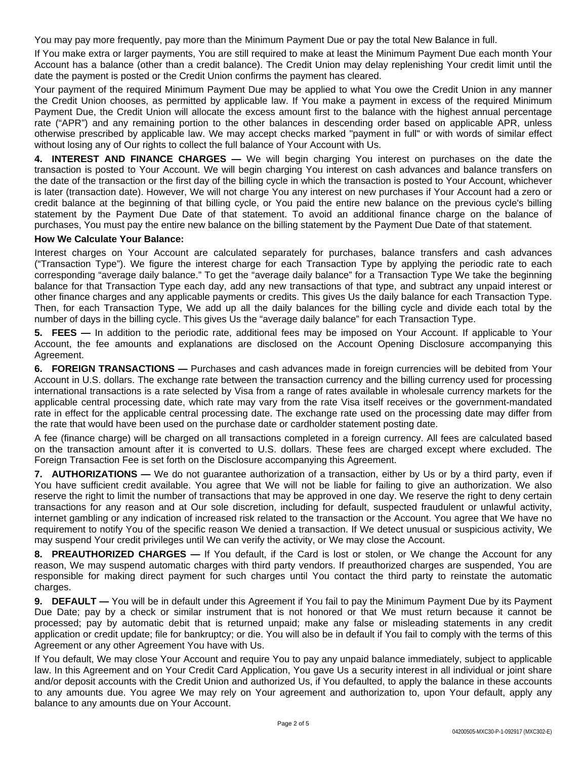You may pay more frequently, pay more than the Minimum Payment Due or pay the total New Balance in full.

If You make extra or larger payments, You are still required to make at least the Minimum Payment Due each month Your Account has a balance (other than a credit balance). The Credit Union may delay replenishing Your credit limit until the date the payment is posted or the Credit Union confirms the payment has cleared.

Your payment of the required Minimum Payment Due may be applied to what You owe the Credit Union in any manner the Credit Union chooses, as permitted by applicable law. If You make a payment in excess of the required Minimum Payment Due, the Credit Union will allocate the excess amount first to the balance with the highest annual percentage rate ("APR") and any remaining portion to the other balances in descending order based on applicable APR, unless otherwise prescribed by applicable law. We may accept checks marked "payment in full" or with words of similar effect without losing any of Our rights to collect the full balance of Your Account with Us.

**4. INTEREST AND FINANCE CHARGES —** We will begin charging You interest on purchases on the date the transaction is posted to Your Account. We will begin charging You interest on cash advances and balance transfers on the date of the transaction or the first day of the billing cycle in which the transaction is posted to Your Account, whichever is later (transaction date). However, We will not charge You any interest on new purchases if Your Account had a zero or credit balance at the beginning of that billing cycle, or You paid the entire new balance on the previous cycle's billing statement by the Payment Due Date of that statement. To avoid an additional finance charge on the balance of purchases, You must pay the entire new balance on the billing statement by the Payment Due Date of that statement.

**How We Calculate Your Balance:**

Interest charges on Your Account are calculated separately for purchases, balance transfers and cash advances ("Transaction Type"). We figure the interest charge for each Transaction Type by applying the periodic rate to each corresponding "average daily balance." To get the "average daily balance" for a Transaction Type We take the beginning balance for that Transaction Type each day, add any new transactions of that type, and subtract any unpaid interest or other finance charges and any applicable payments or credits. This gives Us the daily balance for each Transaction Type. Then, for each Transaction Type, We add up all the daily balances for the billing cycle and divide each total by the number of days in the billing cycle. This gives Us the "average daily balance" for each Transaction Type.

**5. FEES —** In addition to the periodic rate, additional fees may be imposed on Your Account. If applicable to Your Account, the fee amounts and explanations are disclosed on the Account Opening Disclosure accompanying this Agreement.

**6. FOREIGN TRANSACTIONS —** Purchases and cash advances made in foreign currencies will be debited from Your Account in U.S. dollars. The exchange rate between the transaction currency and the billing currency used for processing international transactions is a rate selected by Visa from a range of rates available in wholesale currency markets for the applicable central processing date, which rate may vary from the rate Visa itself receives or the government-mandated rate in effect for the applicable central processing date. The exchange rate used on the processing date may differ from the rate that would have been used on the purchase date or cardholder statement posting date.

A fee (finance charge) will be charged on all transactions completed in a foreign currency. All fees are calculated based on the transaction amount after it is converted to U.S. dollars. These fees are charged except where excluded. The Foreign Transaction Fee is set forth on the Disclosure accompanying this Agreement.

**7. AUTHORIZATIONS —** We do not guarantee authorization of a transaction, either by Us or by a third party, even if You have sufficient credit available. You agree that We will not be liable for failing to give an authorization. We also reserve the right to limit the number of transactions that may be approved in one day. We reserve the right to deny certain transactions for any reason and at Our sole discretion, including for default, suspected fraudulent or unlawful activity, internet gambling or any indication of increased risk related to the transaction or the Account. You agree that We have no requirement to notify You of the specific reason We denied a transaction. If We detect unusual or suspicious activity, We may suspend Your credit privileges until We can verify the activity, or We may close the Account.

**8. PREAUTHORIZED CHARGES —** If You default, if the Card is lost or stolen, or We change the Account for any reason, We may suspend automatic charges with third party vendors. If preauthorized charges are suspended, You are responsible for making direct payment for such charges until You contact the third party to reinstate the automatic charges.

**9. DEFAULT —** You will be in default under this Agreement if You fail to pay the Minimum Payment Due by its Payment Due Date; pay by a check or similar instrument that is not honored or that We must return because it cannot be processed; pay by automatic debit that is returned unpaid; make any false or misleading statements in any credit application or credit update; file for bankruptcy; or die. You will also be in default if You fail to comply with the terms of this Agreement or any other Agreement You have with Us.

If You default, We may close Your Account and require You to pay any unpaid balance immediately, subject to applicable law. In this Agreement and on Your Credit Card Application, You gave Us a security interest in all individual or joint share and/or deposit accounts with the Credit Union and authorized Us, if You defaulted, to apply the balance in these accounts to any amounts due. You agree We may rely on Your agreement and authorization to, upon Your default, apply any balance to any amounts due on Your Account.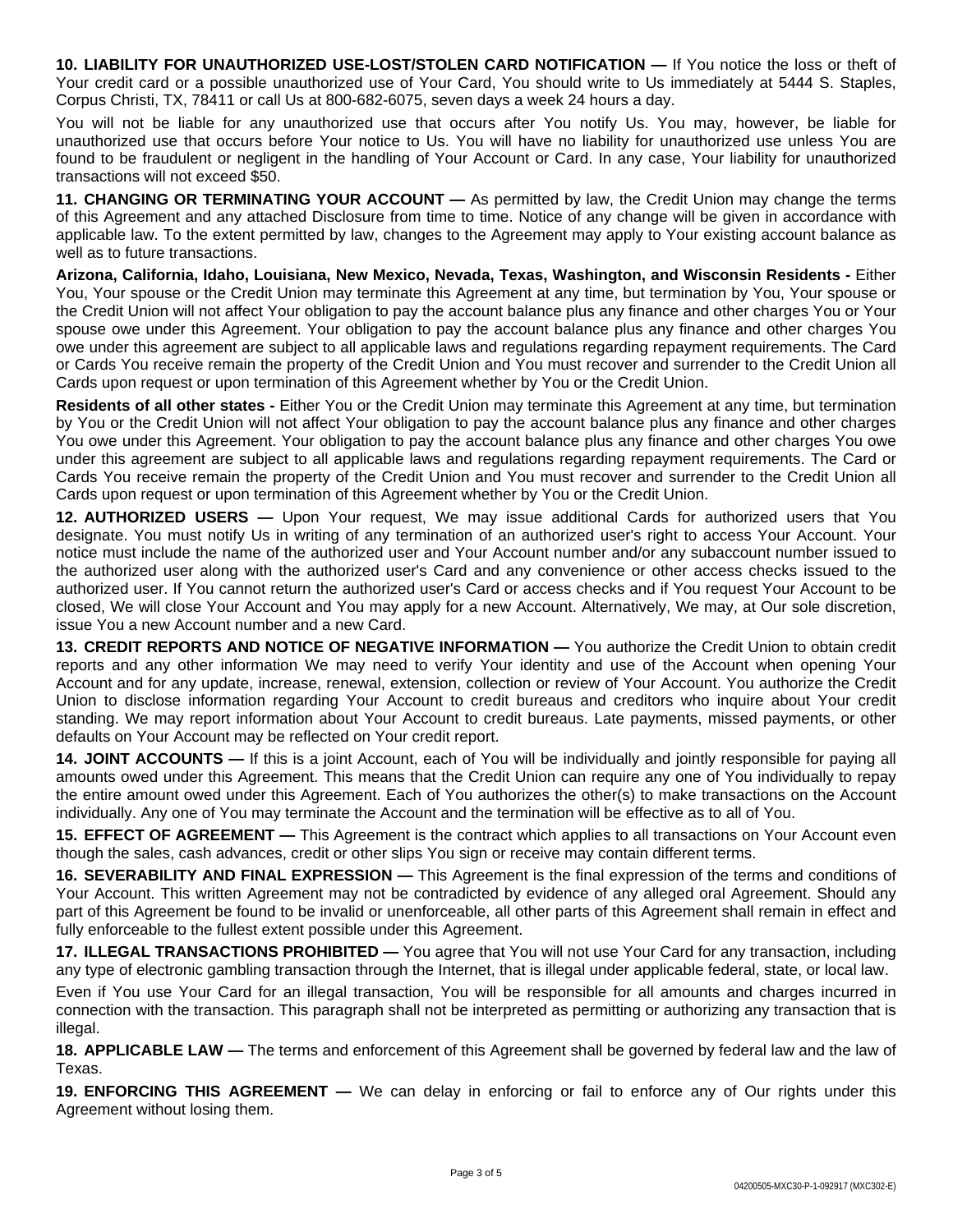**10. LIABILITY FOR UNAUTHORIZED USE-LOST/STOLEN CARD NOTIFICATION —** If You notice the loss or theft of Your credit card or a possible unauthorized use of Your Card, You should write to Us immediately at 5444 S. Staples, Corpus Christi, TX, 78411 or call Us at 800-682-6075, seven days a week 24 hours a day.

You will not be liable for any unauthorized use that occurs after You notify Us. You may, however, be liable for unauthorized use that occurs before Your notice to Us. You will have no liability for unauthorized use unless You are found to be fraudulent or negligent in the handling of Your Account or Card. In any case, Your liability for unauthorized transactions will not exceed $50.

**11. CHANGING OR TERMINATING YOUR ACCOUNT —** As permitted by law, the Credit Union may change the terms of this Agreement and any attached Disclosure from time to time. Notice of any change will be given in accordance with applicable law. To the extent permitted by law, changes to the Agreement may apply to Your existing account balance as well as to future transactions.

**Arizona, California, Idaho, Louisiana, New Mexico, Nevada, Texas, Washington, and Wisconsin Residents -** Either You, Your spouse or the Credit Union may terminate this Agreement at any time, but termination by You, Your spouse or the Credit Union will not affect Your obligation to pay the account balance plus any finance and other charges You or Your spouse owe under this Agreement. Your obligation to pay the account balance plus any finance and other charges You owe under this agreement are subject to all applicable laws and regulations regarding repayment requirements. The Card or Cards You receive remain the property of the Credit Union and You must recover and surrender to the Credit Union all Cards upon request or upon termination of this Agreement whether by You or the Credit Union.

**Residents of all other states -** Either You or the Credit Union may terminate this Agreement at any time, but termination by You or the Credit Union will not affect Your obligation to pay the account balance plus any finance and other charges You owe under this Agreement. Your obligation to pay the account balance plus any finance and other charges You owe under this agreement are subject to all applicable laws and regulations regarding repayment requirements. The Card or Cards You receive remain the property of the Credit Union and You must recover and surrender to the Credit Union all Cards upon request or upon termination of this Agreement whether by You or the Credit Union.

**12. AUTHORIZED USERS —** Upon Your request, We may issue additional Cards for authorized users that You designate. You must notify Us in writing of any termination of an authorized user's right to access Your Account. Your notice must include the name of the authorized user and Your Account number and/or any subaccount number issued to the authorized user along with the authorized user's Card and any convenience or other access checks issued to the authorized user. If You cannot return the authorized user's Card or access checks and if You request Your Account to be closed, We will close Your Account and You may apply for a new Account. Alternatively, We may, at Our sole discretion, issue You a new Account number and a new Card.

**13. CREDIT REPORTS AND NOTICE OF NEGATIVE INFORMATION —** You authorize the Credit Union to obtain credit reports and any other information We may need to verify Your identity and use of the Account when opening Your Account and for any update, increase, renewal, extension, collection or review of Your Account. You authorize the Credit Union to disclose information regarding Your Account to credit bureaus and creditors who inquire about Your credit standing. We may report information about Your Account to credit bureaus. Late payments, missed payments, or other defaults on Your Account may be reflected on Your credit report.

**14. JOINT ACCOUNTS —** If this is a joint Account, each of You will be individually and jointly responsible for paying all amounts owed under this Agreement. This means that the Credit Union can require any one of You individually to repay the entire amount owed under this Agreement. Each of You authorizes the other(s) to make transactions on the Account individually. Any one of You may terminate the Account and the termination will be effective as to all of You.

**15. EFFECT OF AGREEMENT —** This Agreement is the contract which applies to all transactions on Your Account even though the sales, cash advances, credit or other slips You sign or receive may contain different terms.

**16. SEVERABILITY AND FINAL EXPRESSION —** This Agreement is the final expression of the terms and conditions of Your Account. This written Agreement may not be contradicted by evidence of any alleged oral Agreement. Should any part of this Agreement be found to be invalid or unenforceable, all other parts of this Agreement shall remain in effect and fully enforceable to the fullest extent possible under this Agreement.

**17. ILLEGAL TRANSACTIONS PROHIBITED —** You agree that You will not use Your Card for any transaction, including any type of electronic gambling transaction through the Internet, that is illegal under applicable federal, state, or local law.

Even if You use Your Card for an illegal transaction, You will be responsible for all amounts and charges incurred in connection with the transaction. This paragraph shall not be interpreted as permitting or authorizing any transaction that is illegal.

**18. APPLICABLE LAW —** The terms and enforcement of this Agreement shall be governed by federal law and the law of Texas.

**19. ENFORCING THIS AGREEMENT —** We can delay in enforcing or fail to enforce any of Our rights under this Agreement without losing them.

04200505-MXC30-P-1-092917 (MXC302-E)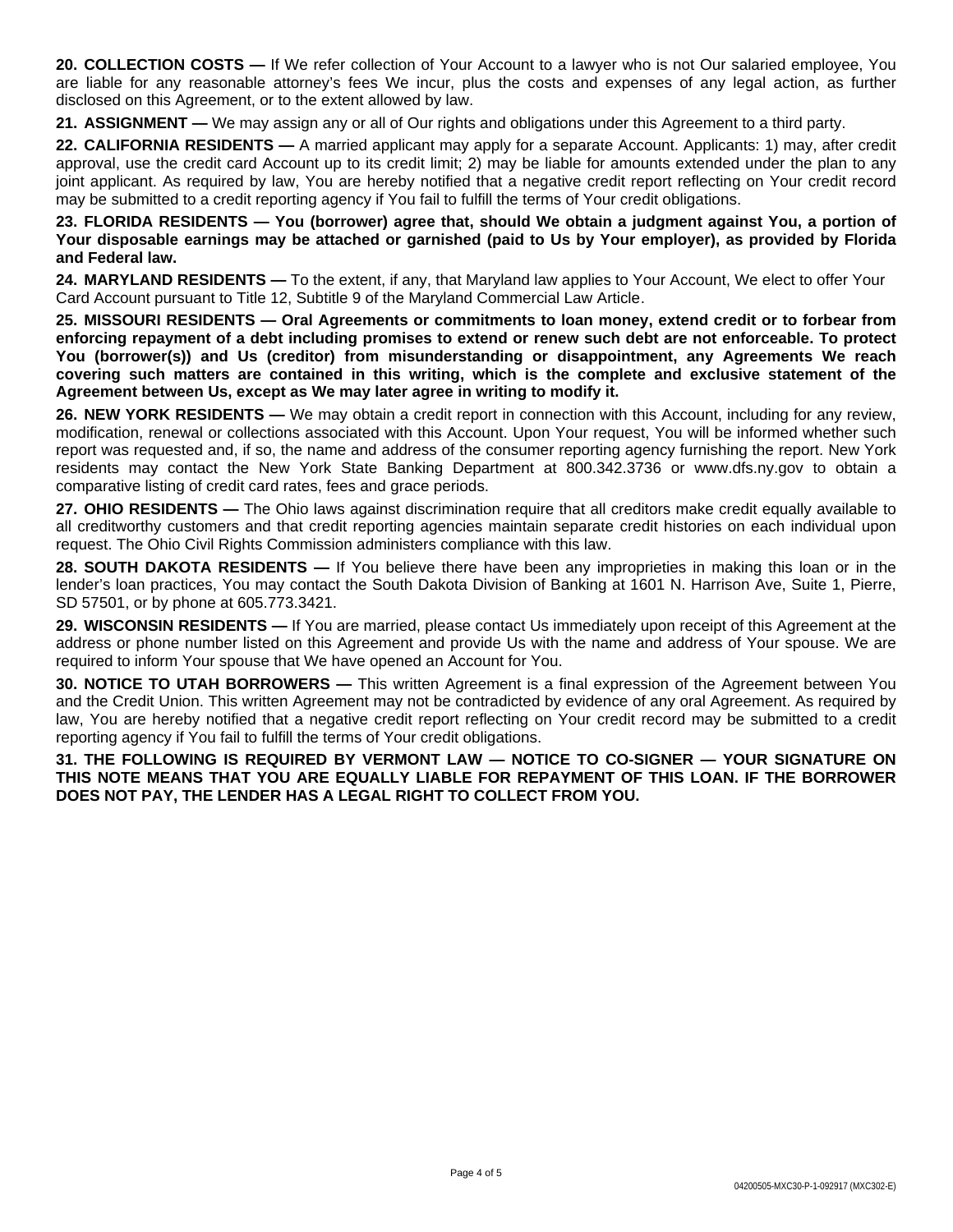**20. COLLECTION COSTS —** If We refer collection of Your Account to a lawyer who is not Our salaried employee, You are liable for any reasonable attorney's fees We incur, plus the costs and expenses of any legal action, as further disclosed on this Agreement, or to the extent allowed by law.

**21. ASSIGNMENT —** We may assign any or all of Our rights and obligations under this Agreement to a third party.

**22. CALIFORNIA RESIDENTS —** A married applicant may apply for a separate Account. Applicants: 1) may, after credit approval, use the credit card Account up to its credit limit; 2) may be liable for amounts extended under the plan to any joint applicant. As required by law, You are hereby notified that a negative credit report reflecting on Your credit record may be submitted to a credit reporting agency if You fail to fulfill the terms of Your credit obligations.

**23. FLORIDA RESIDENTS — You (borrower) agree that, should We obtain a judgment against You, a portion of Your disposable earnings may be attached or garnished (paid to Us by Your employer), as provided by Florida and Federal law.**

**24. MARYLAND RESIDENTS —** To the extent, if any, that Maryland law applies to Your Account, We elect to offer Your Card Account pursuant to Title 12, Subtitle 9 of the Maryland Commercial Law Article.

**25. MISSOURI RESIDENTS — Oral Agreements or commitments to loan money, extend credit or to forbear from enforcing repayment of a debt including promises to extend or renew such debt are not enforceable. To protect You (borrower(s)) and Us (creditor) from misunderstanding or disappointment, any Agreements We reach covering such matters are contained in this writing, which is the complete and exclusive statement of the Agreement between Us, except as We may later agree in writing to modify it.**

**26. NEW YORK RESIDENTS —** We may obtain a credit report in connection with this Account, including for any review, modification, renewal or collections associated with this Account. Upon Your request, You will be informed whether such report was requested and, if so, the name and address of the consumer reporting agency furnishing the report. New York residents may contact the New York State Banking Department at 800.342.3736 or www.dfs.ny.gov to obtain a comparative listing of credit card rates, fees and grace periods.

**27. OHIO RESIDENTS —** The Ohio laws against discrimination require that all creditors make credit equally available to all creditworthy customers and that credit reporting agencies maintain separate credit histories on each individual upon request. The Ohio Civil Rights Commission administers compliance with this law.

**28. SOUTH DAKOTA RESIDENTS —** If You believe there have been any improprieties in making this loan or in the lender's loan practices, You may contact the South Dakota Division of Banking at 1601 N. Harrison Ave, Suite 1, Pierre, SD 57501, or by phone at 605.773.3421.

**29. WISCONSIN RESIDENTS —** If You are married, please contact Us immediately upon receipt of this Agreement at the address or phone number listed on this Agreement and provide Us with the name and address of Your spouse. We are required to inform Your spouse that We have opened an Account for You.

**30. NOTICE TO UTAH BORROWERS —** This written Agreement is a final expression of the Agreement between You and the Credit Union. This written Agreement may not be contradicted by evidence of any oral Agreement. As required by law, You are hereby notified that a negative credit report reflecting on Your credit record may be submitted to a credit reporting agency if You fail to fulfill the terms of Your credit obligations.

**31. THE FOLLOWING IS REQUIRED BY VERMONT LAW — NOTICE TO CO-SIGNER — YOUR SIGNATURE ON THIS NOTE MEANS THAT YOU ARE EQUALLY LIABLE FOR REPAYMENT OF THIS LOAN. IF THE BORROWER DOES NOT PAY, THE LENDER HAS A LEGAL RIGHT TO COLLECT FROM YOU.**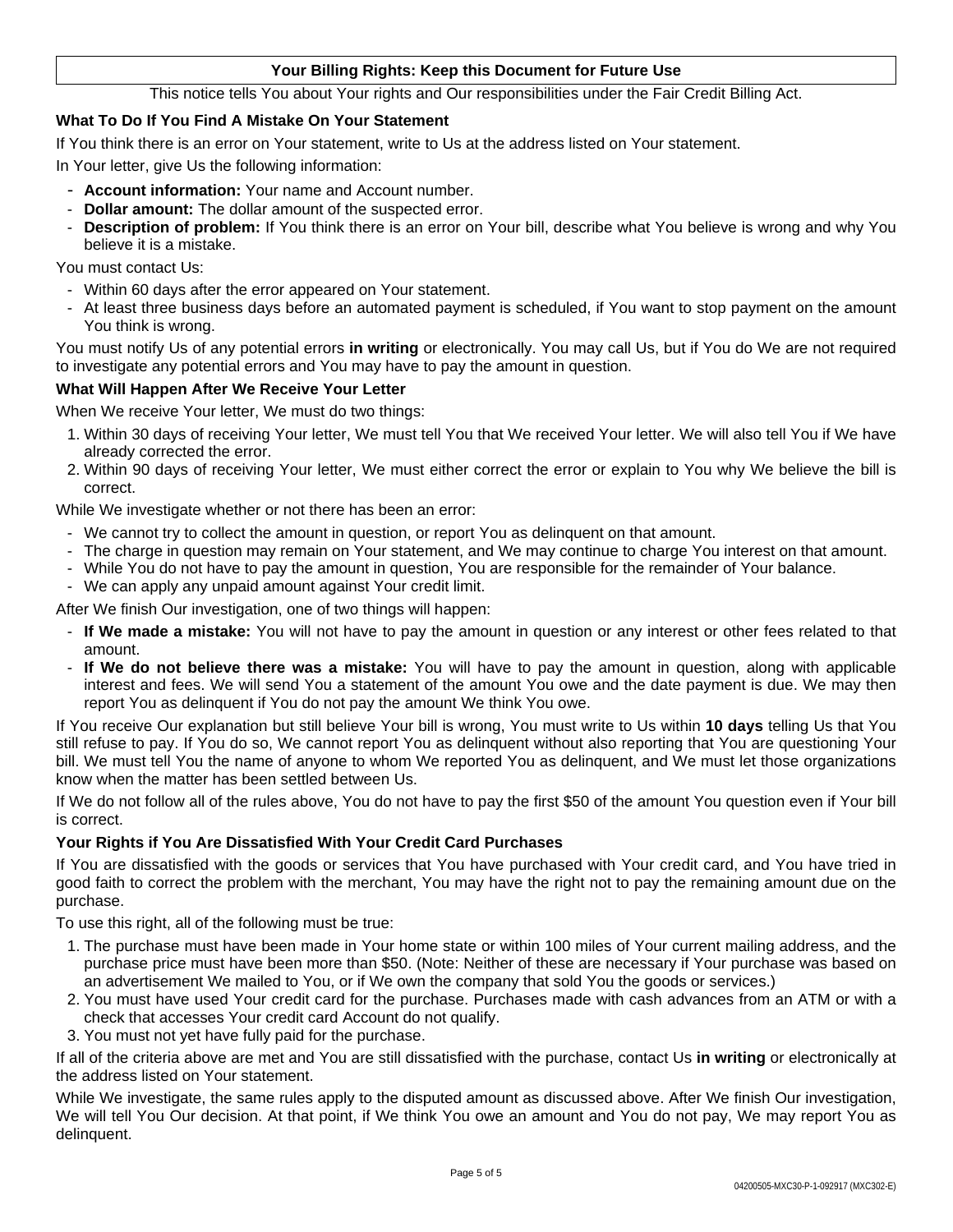## Your Billing Rights: Keep this Document for Future Use

This notice tells You about Your rights and Our responsibilities under the Fair Credit Billing Act.

### What To Do If You Find A Mistake On Your Statement

If You think there is an error on Your statement, write to Us at the address listed on Your statement.

In Your letter, give Us the following information:

- **Account information:** Your name and Account number.
- **Dollar amount:** The dollar amount of the suspected error.
- **Description of problem:** If You think there is an error on Your bill, describe what You believe is wrong and why You believe it is a mistake.

You must contact Us:

- Within 60 days after the error appeared on Your statement.
- At least three business days before an automated payment is scheduled, if You want to stop payment on the amount You think is wrong.

You must notify Us of any potential errors **in writing** or electronically. You may call Us, but if You do We are not required to investigate any potential errors and You may have to pay the amount in question.

### What Will Happen After We Receive Your Letter

When We receive Your letter, We must do two things:

1. Within 30 days of receiving Your letter, We must tell You that We received Your letter. We will also tell You if We have already corrected the error.
2. Within 90 days of receiving Your letter, We must either correct the error or explain to You why We believe the bill is correct.

While We investigate whether or not there has been an error:

- We cannot try to collect the amount in question, or report You as delinquent on that amount.
- The charge in question may remain on Your statement, and We may continue to charge You interest on that amount.
- While You do not have to pay the amount in question, You are responsible for the remainder of Your balance.
- We can apply any unpaid amount against Your credit limit.

After We finish Our investigation, one of two things will happen:

- **If We made a mistake:** You will not have to pay the amount in question or any interest or other fees related to that amount.
- **If We do not believe there was a mistake:** You will have to pay the amount in question, along with applicable interest and fees. We will send You a statement of the amount You owe and the date payment is due. We may then report You as delinquent if You do not pay the amount We think You owe.

If You receive Our explanation but still believe Your bill is wrong, You must write to Us within **10 days** telling Us that You still refuse to pay. If You do so, We cannot report You as delinquent without also reporting that You are questioning Your bill. We must tell You the name of anyone to whom We reported You as delinquent, and We must let those organizations know when the matter has been settled between Us.

If We do not follow all of the rules above, You do not have to pay the first $50 of the amount You question even if Your bill is correct.

### Your Rights if You Are Dissatisfied With Your Credit Card Purchases

If You are dissatisfied with the goods or services that You have purchased with Your credit card, and You have tried in good faith to correct the problem with the merchant, You may have the right not to pay the remaining amount due on the purchase.

To use this right, all of the following must be true:

1. The purchase must have been made in Your home state or within 100 miles of Your current mailing address, and the purchase price must have been more than $50. (Note: Neither of these are necessary if Your purchase was based on an advertisement We mailed to You, or if We own the company that sold You the goods or services.)
2. You must have used Your credit card for the purchase. Purchases made with cash advances from an ATM or with a check that accesses Your credit card Account do not qualify.
3. You must not yet have fully paid for the purchase.

If all of the criteria above are met and You are still dissatisfied with the purchase, contact Us **in writing** or electronically at the address listed on Your statement.

While We investigate, the same rules apply to the disputed amount as discussed above. After We finish Our investigation, We will tell You Our decision. At that point, if We think You owe an amount and You do not pay, We may report You as delinquent.

04200505-MXC30-P-1-092917 (MXC302-E)